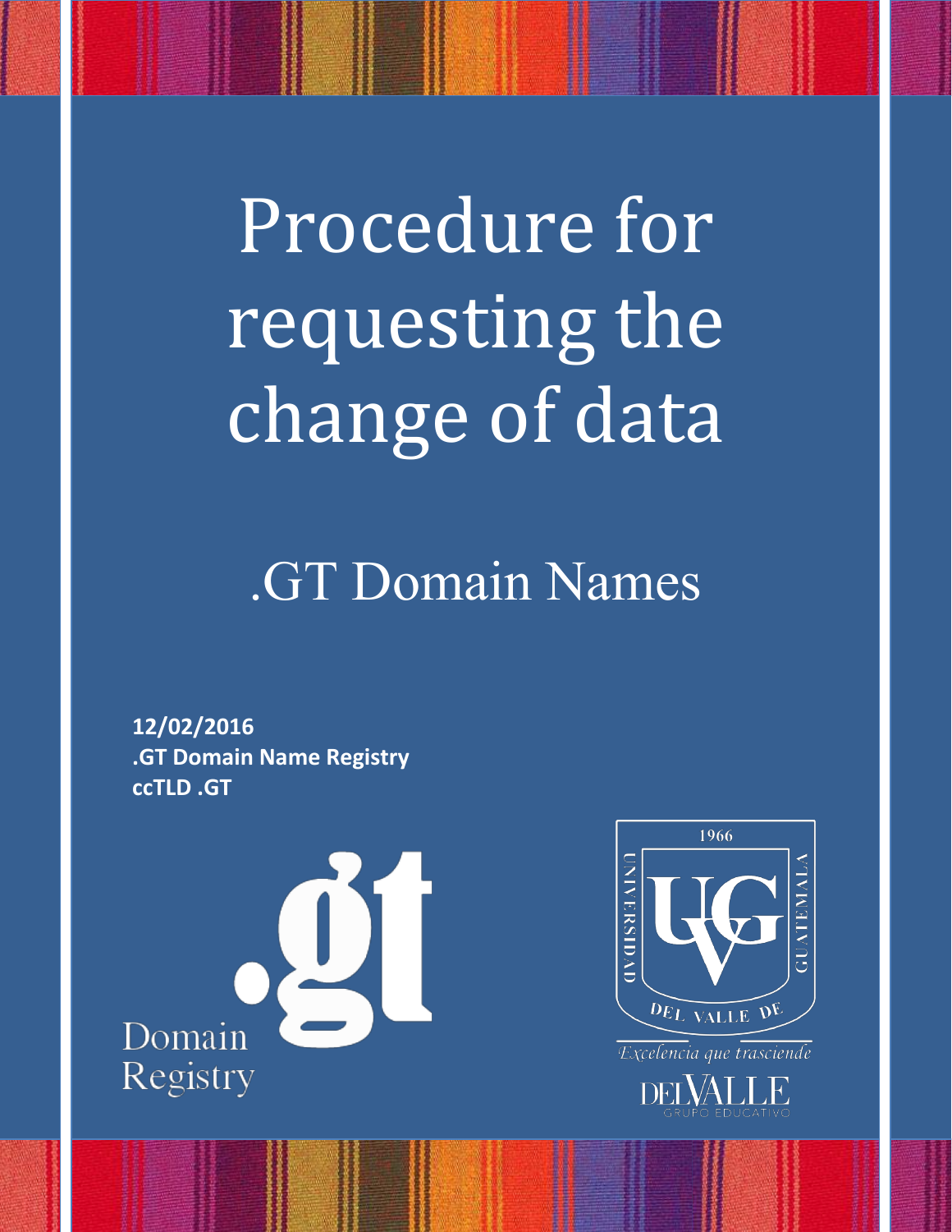# Procedure for requesting the change of data

## .GT Domain Names

**12/02/2016**
**.GT Domain Name Registry**
**ccTLD .GT**

.gt
Domain Registry

1966
UNIVERSIDAD DEL VALLE DE GUATEMALA
UVG
*Excelencia que trasciende*
DELVALLE
GRUPO EDUCATIVO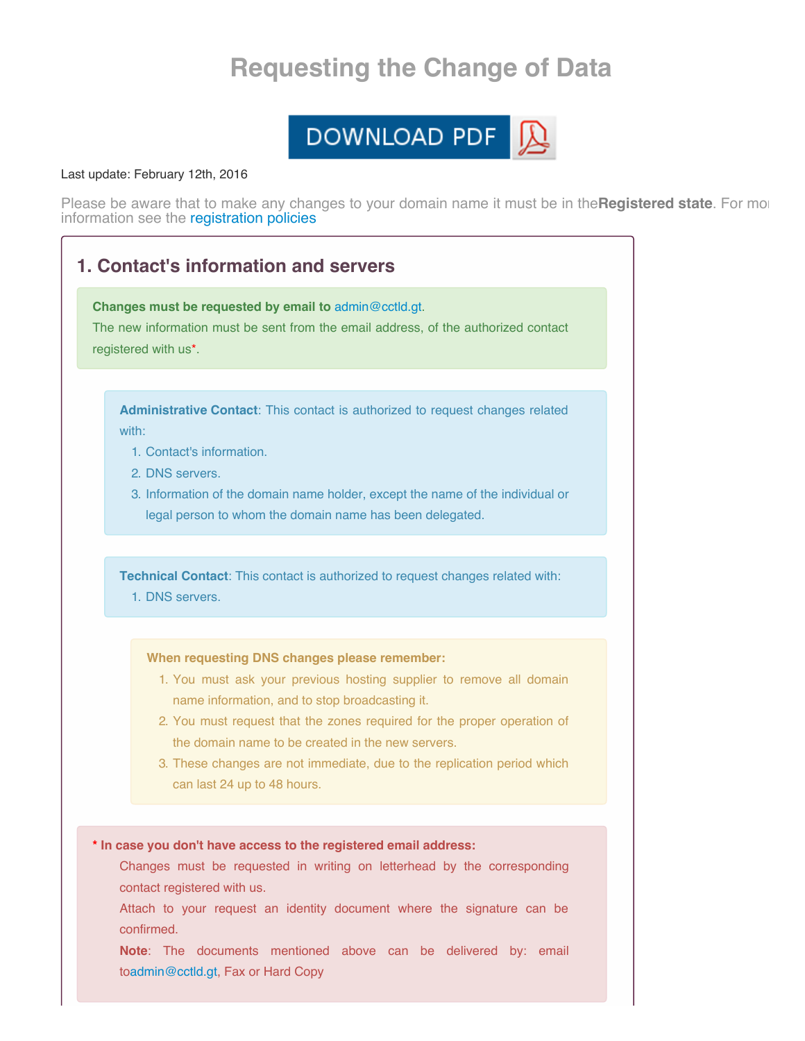# Requesting the Change of Data

DOWNLOAD PDF

Last update: February 12th, 2016

Please be aware that to make any changes to your domain name it must be in the **Registered state**. For more information see the registration policies

## 1. Contact's information and servers

**Changes must be requested by email to** admin@cctld.gt.
The new information must be sent from the email address, of the authorized contact registered with us*.

**Administrative Contact**: This contact is authorized to request changes related with:

1. Contact's information.
2. DNS servers.
3. Information of the domain name holder, except the name of the individual or legal person to whom the domain name has been delegated.

**Technical Contact**: This contact is authorized to request changes related with:

1. DNS servers.

**When requesting DNS changes please remember:**

1. You must ask your previous hosting supplier to remove all domain name information, and to stop broadcasting it.
2. You must request that the zones required for the proper operation of the domain name to be created in the new servers.
3. These changes are not immediate, due to the replication period which can last 24 up to 48 hours.

**\* In case you don't have access to the registered email address:**

Changes must be requested in writing on letterhead by the corresponding contact registered with us.
Attach to your request an identity document where the signature can be confirmed.
**Note**: The documents mentioned above can be delivered by: email to admin@cctld.gt, Fax or Hard Copy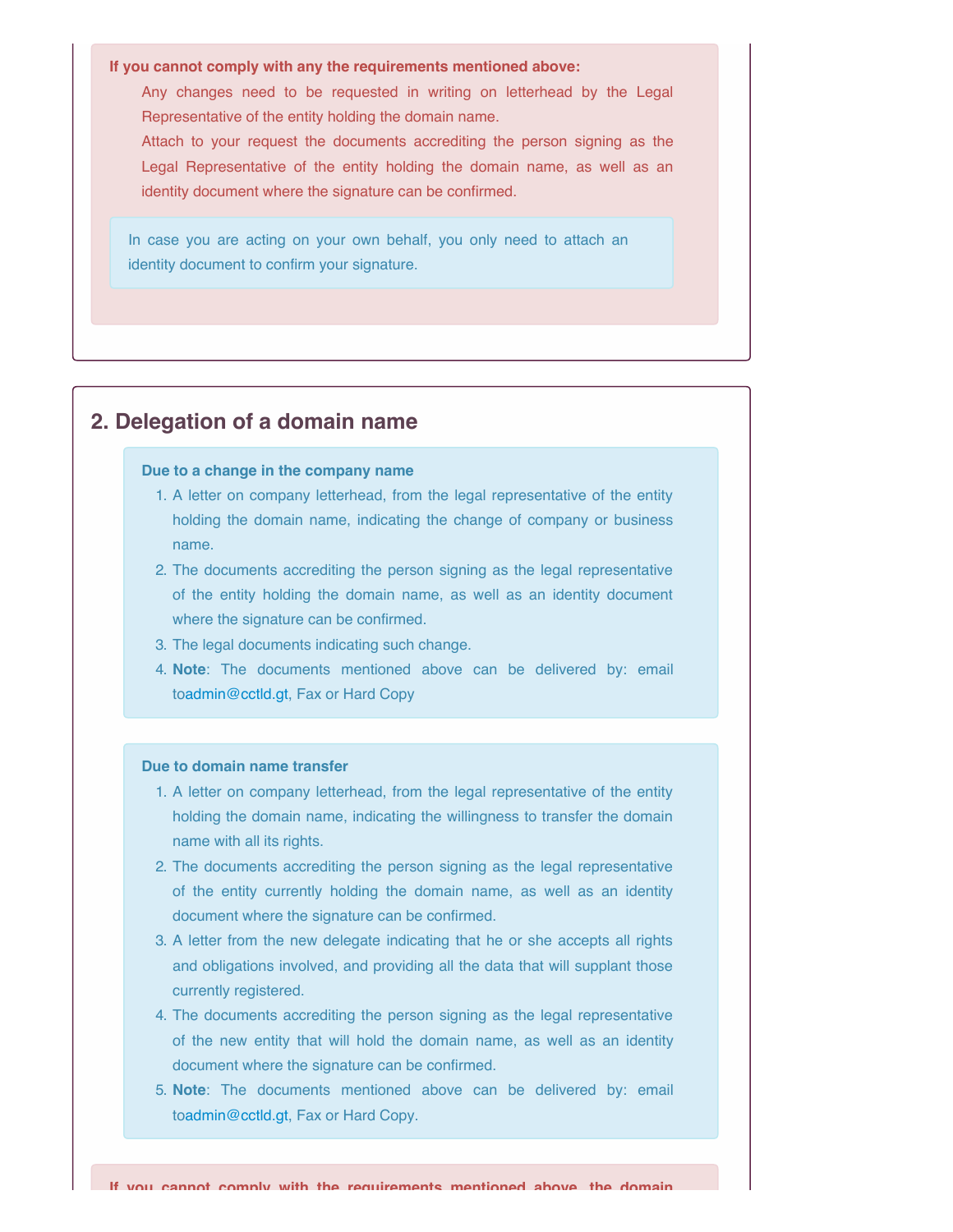**If you cannot comply with any the requirements mentioned above:**

Any changes need to be requested in writing on letterhead by the Legal Representative of the entity holding the domain name.

Attach to your request the documents accrediting the person signing as the Legal Representative of the entity holding the domain name, as well as an identity document where the signature can be confirmed.

In case you are acting on your own behalf, you only need to attach an identity document to confirm your signature.

## 2. Delegation of a domain name

**Due to a change in the company name**

1. A letter on company letterhead, from the legal representative of the entity holding the domain name, indicating the change of company or business name.
2. The documents accrediting the person signing as the legal representative of the entity holding the domain name, as well as an identity document where the signature can be confirmed.
3. The legal documents indicating such change.
4. **Note**: The documents mentioned above can be delivered by: email toadmin@cctld.gt, Fax or Hard Copy

**Due to domain name transfer**

1. A letter on company letterhead, from the legal representative of the entity holding the domain name, indicating the willingness to transfer the domain name with all its rights.
2. The documents accrediting the person signing as the legal representative of the entity currently holding the domain name, as well as an identity document where the signature can be confirmed.
3. A letter from the new delegate indicating that he or she accepts all rights and obligations involved, and providing all the data that will supplant those currently registered.
4. The documents accrediting the person signing as the legal representative of the new entity that will hold the domain name, as well as an identity document where the signature can be confirmed.
5. **Note**: The documents mentioned above can be delivered by: email toadmin@cctld.gt, Fax or Hard Copy.

**If you cannot comply with the requirements mentioned above, the domain**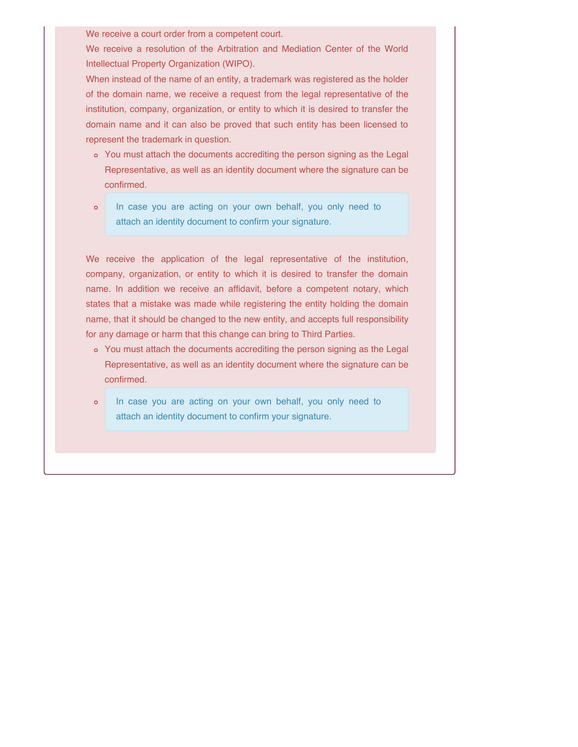We receive a court order from a competent court.

We receive a resolution of the Arbitration and Mediation Center of the World Intellectual Property Organization (WIPO).

When instead of the name of an entity, a trademark was registered as the holder of the domain name, we receive a request from the legal representative of the institution, company, organization, or entity to which it is desired to transfer the domain name and it can also be proved that such entity has been licensed to represent the trademark in question.

- You must attach the documents accrediting the person signing as the Legal Representative, as well as an identity document where the signature can be confirmed.
- In case you are acting on your own behalf, you only need to attach an identity document to confirm your signature.

We receive the application of the legal representative of the institution, company, organization, or entity to which it is desired to transfer the domain name. In addition we receive an affidavit, before a competent notary, which states that a mistake was made while registering the entity holding the domain name, that it should be changed to the new entity, and accepts full responsibility for any damage or harm that this change can bring to Third Parties.

- You must attach the documents accrediting the person signing as the Legal Representative, as well as an identity document where the signature can be confirmed.
- In case you are acting on your own behalf, you only need to attach an identity document to confirm your signature.